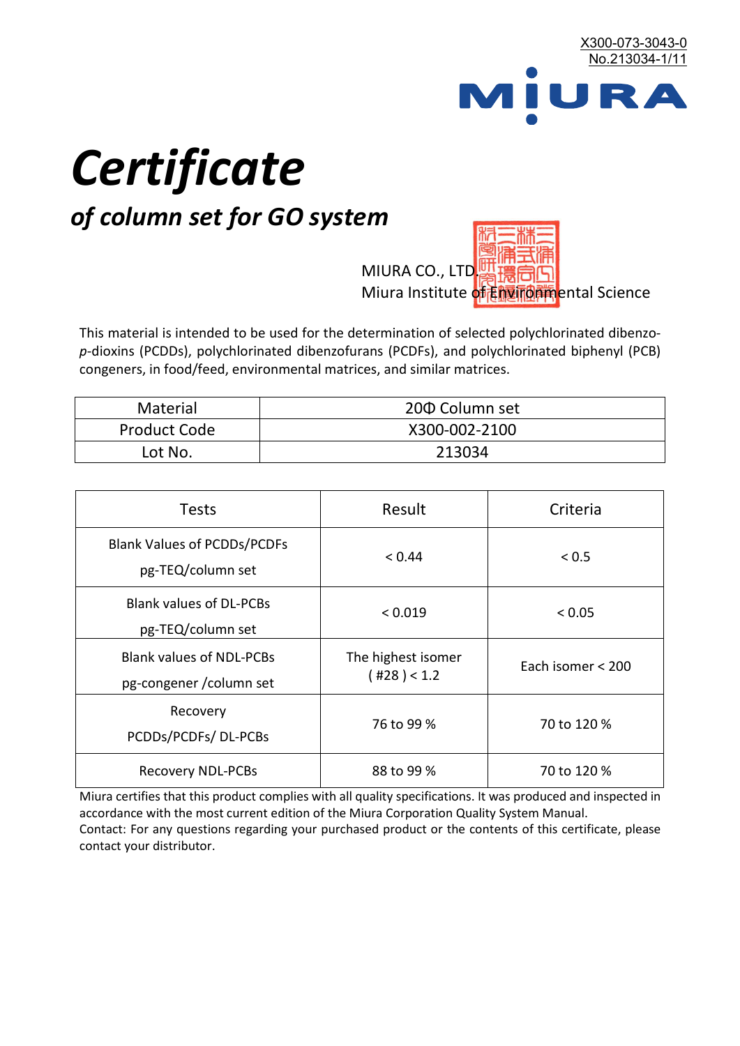X300-073-3043-0
No.213034-1/11

MIURA

# *Certificate*

## *of column set for GO system*

MIURA CO., LTD.
Miura Institute of Environmental Science

This material is intended to be used for the determination of selected polychlorinated dibenzo-*p*-dioxins (PCDDs), polychlorinated dibenzofurans (PCDFs), and polychlorinated biphenyl (PCB) congeners, in food/feed, environmental matrices, and similar matrices.

| Material | 20Φ Column set |
|---|---|
| Product Code | X300-002-2100 |
| Lot No. | 213034 |

| Tests | Result | Criteria |
|---|---|---|
| Blank Values of PCDDs/PCDFs pg-TEQ/column set | < 0.44 | < 0.5 |
| Blank values of DL-PCBs pg-TEQ/column set | < 0.019 | < 0.05 |
| Blank values of NDL-PCBs pg-congener /column set | The highest isomer ( #28 ) < 1.2 | Each isomer < 200 |
| Recovery PCDDs/PCDFs/ DL-PCBs | 76 to 99 % | 70 to 120 % |
| Recovery NDL-PCBs | 88 to 99 % | 70 to 120 % |

Miura certifies that this product complies with all quality specifications. It was produced and inspected in accordance with the most current edition of the Miura Corporation Quality System Manual.
Contact: For any questions regarding your purchased product or the contents of this certificate, please contact your distributor.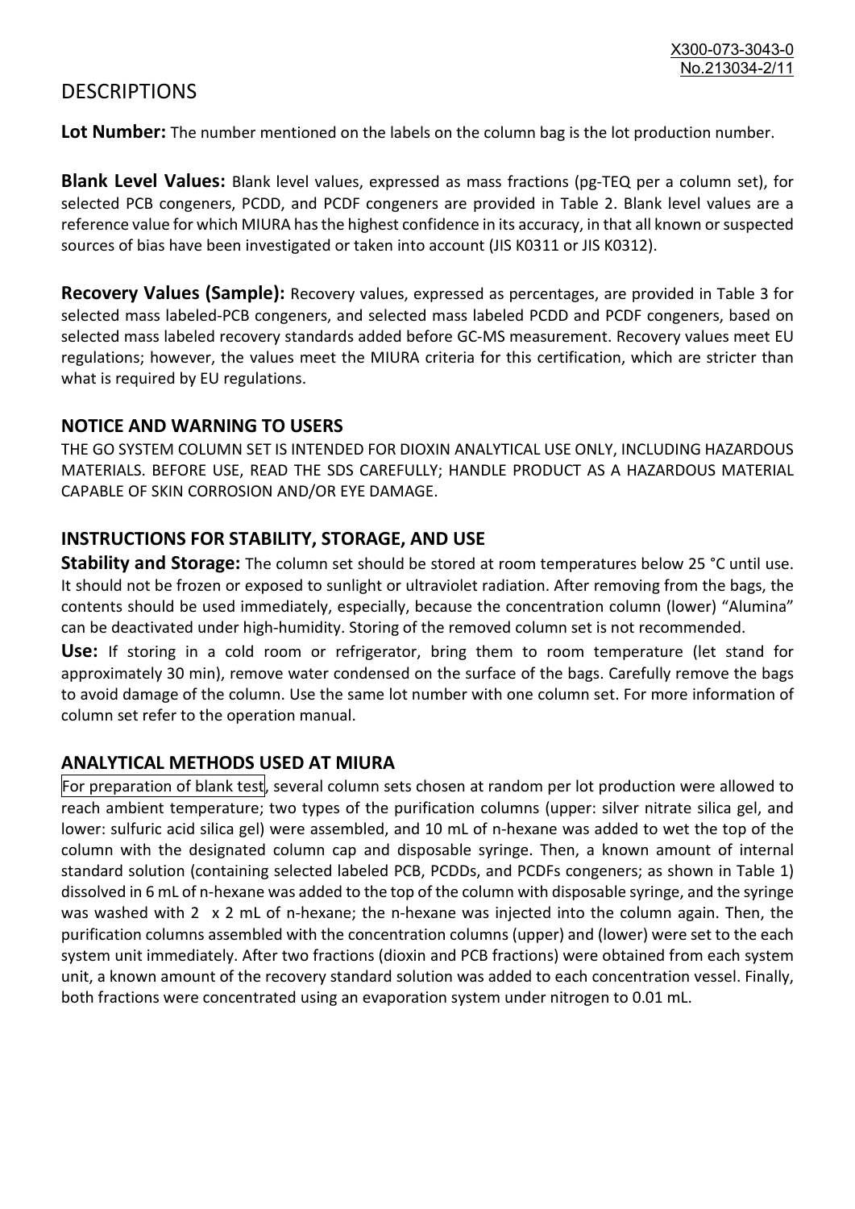# DESCRIPTIONS

**Lot Number:** The number mentioned on the labels on the column bag is the lot production number.

**Blank Level Values:** Blank level values, expressed as mass fractions (pg-TEQ per a column set), for selected PCB congeners, PCDD, and PCDF congeners are provided in Table 2. Blank level values are a reference value for which MIURA has the highest confidence in its accuracy, in that all known or suspected sources of bias have been investigated or taken into account (JIS K0311 or JIS K0312).

**Recovery Values (Sample):** Recovery values, expressed as percentages, are provided in Table 3 for selected mass labeled-PCB congeners, and selected mass labeled PCDD and PCDF congeners, based on selected mass labeled recovery standards added before GC-MS measurement. Recovery values meet EU regulations; however, the values meet the MIURA criteria for this certification, which are stricter than what is required by EU regulations.

## NOTICE AND WARNING TO USERS

THE GO SYSTEM COLUMN SET IS INTENDED FOR DIOXIN ANALYTICAL USE ONLY, INCLUDING HAZARDOUS MATERIALS. BEFORE USE, READ THE SDS CAREFULLY; HANDLE PRODUCT AS A HAZARDOUS MATERIAL CAPABLE OF SKIN CORROSION AND/OR EYE DAMAGE.

## INSTRUCTIONS FOR STABILITY, STORAGE, AND USE

**Stability and Storage:** The column set should be stored at room temperatures below 25 °C until use. It should not be frozen or exposed to sunlight or ultraviolet radiation. After removing from the bags, the contents should be used immediately, especially, because the concentration column (lower) "Alumina" can be deactivated under high-humidity. Storing of the removed column set is not recommended.

**Use:** If storing in a cold room or refrigerator, bring them to room temperature (let stand for approximately 30 min), remove water condensed on the surface of the bags. Carefully remove the bags to avoid damage of the column. Use the same lot number with one column set. For more information of column set refer to the operation manual.

## ANALYTICAL METHODS USED AT MIURA

For preparation of blank test, several column sets chosen at random per lot production were allowed to reach ambient temperature; two types of the purification columns (upper: silver nitrate silica gel, and lower: sulfuric acid silica gel) were assembled, and 10 mL of n-hexane was added to wet the top of the column with the designated column cap and disposable syringe. Then, a known amount of internal standard solution (containing selected labeled PCB, PCDDs, and PCDFs congeners; as shown in Table 1) dissolved in 6 mL of n-hexane was added to the top of the column with disposable syringe, and the syringe was washed with 2 x 2 mL of n-hexane; the n-hexane was injected into the column again. Then, the purification columns assembled with the concentration columns (upper) and (lower) were set to the each system unit immediately. After two fractions (dioxin and PCB fractions) were obtained from each system unit, a known amount of the recovery standard solution was added to each concentration vessel. Finally, both fractions were concentrated using an evaporation system under nitrogen to 0.01 mL.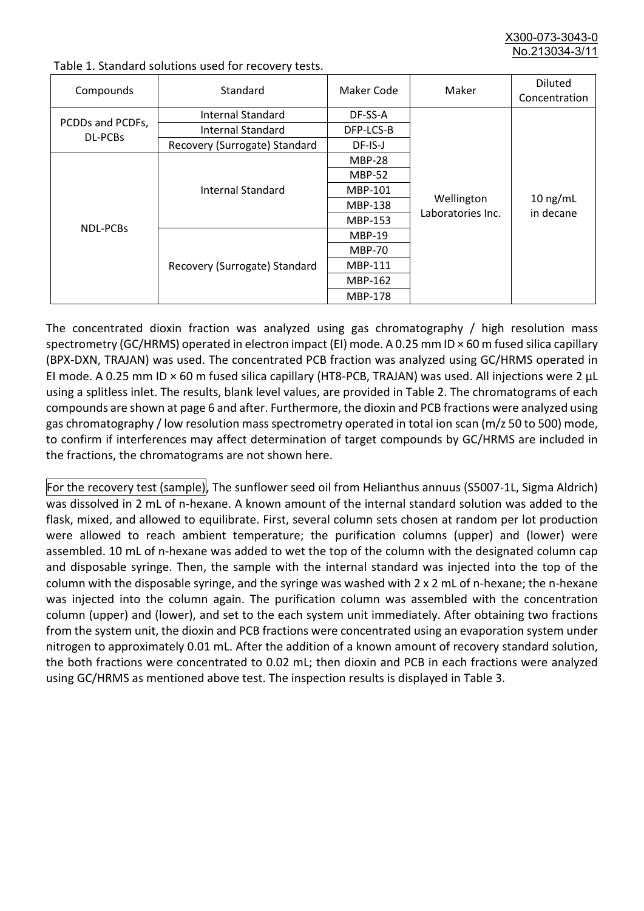Table 1. Standard solutions used for recovery tests.

| Compounds | Standard | Maker Code | Maker | Diluted Concentration |
|---|---|---|---|---|
| PCDDs and PCDFs, DL-PCBs | Internal Standard | DF-SS-A | Wellington Laboratories Inc. | 10 ng/mL in decane |
| | Internal Standard | DFP-LCS-B | | |
| | Recovery (Surrogate) Standard | DF-IS-J | | |
| NDL-PCBs | Internal Standard | MBP-28 | | |
| | | MBP-52 | | |
| | | MBP-101 | | |
| | | MBP-138 | | |
| | | MBP-153 | | |
| | Recovery (Surrogate) Standard | MBP-19 | | |
| | | MBP-70 | | |
| | | MBP-111 | | |
| | | MBP-162 | | |
| | | MBP-178 | | |

The concentrated dioxin fraction was analyzed using gas chromatography / high resolution mass spectrometry (GC/HRMS) operated in electron impact (EI) mode. A 0.25 mm ID × 60 m fused silica capillary (BPX-DXN, TRAJAN) was used. The concentrated PCB fraction was analyzed using GC/HRMS operated in EI mode. A 0.25 mm ID × 60 m fused silica capillary (HT8-PCB, TRAJAN) was used. All injections were 2 µL using a splitless inlet. The results, blank level values, are provided in Table 2. The chromatograms of each compounds are shown at page 6 and after. Furthermore, the dioxin and PCB fractions were analyzed using gas chromatography / low resolution mass spectrometry operated in total ion scan (m/z 50 to 500) mode, to confirm if interferences may affect determination of target compounds by GC/HRMS are included in the fractions, the chromatograms are not shown here.

For the recovery test (sample), The sunflower seed oil from Helianthus annuus (S5007-1L, Sigma Aldrich) was dissolved in 2 mL of n-hexane. A known amount of the internal standard solution was added to the flask, mixed, and allowed to equilibrate. First, several column sets chosen at random per lot production were allowed to reach ambient temperature; the purification columns (upper) and (lower) were assembled. 10 mL of n-hexane was added to wet the top of the column with the designated column cap and disposable syringe. Then, the sample with the internal standard was injected into the top of the column with the disposable syringe, and the syringe was washed with 2 x 2 mL of n-hexane; the n-hexane was injected into the column again. The purification column was assembled with the concentration column (upper) and (lower), and set to the each system unit immediately. After obtaining two fractions from the system unit, the dioxin and PCB fractions were concentrated using an evaporation system under nitrogen to approximately 0.01 mL. After the addition of a known amount of recovery standard solution, the both fractions were concentrated to 0.02 mL; then dioxin and PCB in each fractions were analyzed using GC/HRMS as mentioned above test. The inspection results is displayed in Table 3.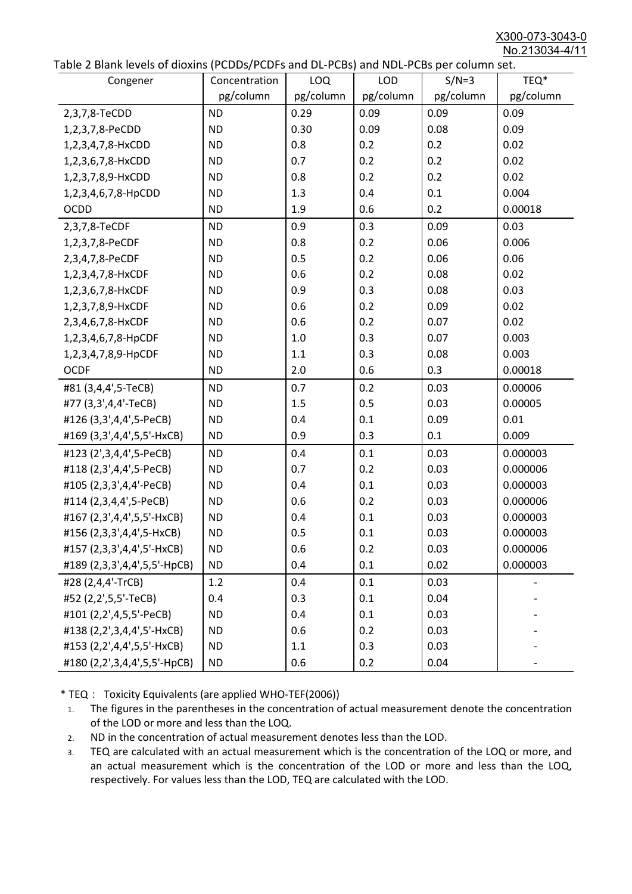Table 2 Blank levels of dioxins (PCDDs/PCDFs and DL-PCBs) and NDL-PCBs per column set.

| Congener | Concentration pg/column | LOQ pg/column | LOD pg/column | S/N=3 pg/column | TEQ* pg/column |
|---|---|---|---|---|---|
| 2,3,7,8-TeCDD | ND | 0.29 | 0.09 | 0.09 | 0.09 |
| 1,2,3,7,8-PeCDD | ND | 0.30 | 0.09 | 0.08 | 0.09 |
| 1,2,3,4,7,8-HxCDD | ND | 0.8 | 0.2 | 0.2 | 0.02 |
| 1,2,3,6,7,8-HxCDD | ND | 0.7 | 0.2 | 0.2 | 0.02 |
| 1,2,3,7,8,9-HxCDD | ND | 0.8 | 0.2 | 0.2 | 0.02 |
| 1,2,3,4,6,7,8-HpCDD | ND | 1.3 | 0.4 | 0.1 | 0.004 |
| OCDD | ND | 1.9 | 0.6 | 0.2 | 0.00018 |
| 2,3,7,8-TeCDF | ND | 0.9 | 0.3 | 0.09 | 0.03 |
| 1,2,3,7,8-PeCDF | ND | 0.8 | 0.2 | 0.06 | 0.006 |
| 2,3,4,7,8-PeCDF | ND | 0.5 | 0.2 | 0.06 | 0.06 |
| 1,2,3,4,7,8-HxCDF | ND | 0.6 | 0.2 | 0.08 | 0.02 |
| 1,2,3,6,7,8-HxCDF | ND | 0.9 | 0.3 | 0.08 | 0.03 |
| 1,2,3,7,8,9-HxCDF | ND | 0.6 | 0.2 | 0.09 | 0.02 |
| 2,3,4,6,7,8-HxCDF | ND | 0.6 | 0.2 | 0.07 | 0.02 |
| 1,2,3,4,6,7,8-HpCDF | ND | 1.0 | 0.3 | 0.07 | 0.003 |
| 1,2,3,4,7,8,9-HpCDF | ND | 1.1 | 0.3 | 0.08 | 0.003 |
| OCDF | ND | 2.0 | 0.6 | 0.3 | 0.00018 |
| #81 (3,4,4',5-TeCB) | ND | 0.7 | 0.2 | 0.03 | 0.00006 |
| #77 (3,3',4,4'-TeCB) | ND | 1.5 | 0.5 | 0.03 | 0.00005 |
| #126 (3,3',4,4',5-PeCB) | ND | 0.4 | 0.1 | 0.09 | 0.01 |
| #169 (3,3',4,4',5,5'-HxCB) | ND | 0.9 | 0.3 | 0.1 | 0.009 |
| #123 (2',3,4,4',5-PeCB) | ND | 0.4 | 0.1 | 0.03 | 0.000003 |
| #118 (2,3',4,4',5-PeCB) | ND | 0.7 | 0.2 | 0.03 | 0.000006 |
| #105 (2,3,3',4,4'-PeCB) | ND | 0.4 | 0.1 | 0.03 | 0.000003 |
| #114 (2,3,4,4',5-PeCB) | ND | 0.6 | 0.2 | 0.03 | 0.000006 |
| #167 (2,3',4,4',5,5'-HxCB) | ND | 0.4 | 0.1 | 0.03 | 0.000003 |
| #156 (2,3,3',4,4',5-HxCB) | ND | 0.5 | 0.1 | 0.03 | 0.000003 |
| #157 (2,3,3',4,4',5'-HxCB) | ND | 0.6 | 0.2 | 0.03 | 0.000006 |
| #189 (2,3,3',4,4',5,5'-HpCB) | ND | 0.4 | 0.1 | 0.02 | 0.000003 |
| #28 (2,4,4'-TrCB) | 1.2 | 0.4 | 0.1 | 0.03 | - |
| #52 (2,2',5,5'-TeCB) | 0.4 | 0.3 | 0.1 | 0.04 | - |
| #101 (2,2',4,5,5'-PeCB) | ND | 0.4 | 0.1 | 0.03 | - |
| #138 (2,2',3,4,4',5'-HxCB) | ND | 0.6 | 0.2 | 0.03 | - |
| #153 (2,2',4,4',5,5'-HxCB) | ND | 1.1 | 0.3 | 0.03 | - |
| #180 (2,2',3,4,4',5,5'-HpCB) | ND | 0.6 | 0.2 | 0.04 | - |

\* TEQ： Toxicity Equivalents (are applied WHO-TEF(2006))

1. The figures in the parentheses in the concentration of actual measurement denote the concentration of the LOD or more and less than the LOQ.
2. ND in the concentration of actual measurement denotes less than the LOD.
3. TEQ are calculated with an actual measurement which is the concentration of the LOQ or more, and an actual measurement which is the concentration of the LOD or more and less than the LOQ, respectively. For values less than the LOD, TEQ are calculated with the LOD.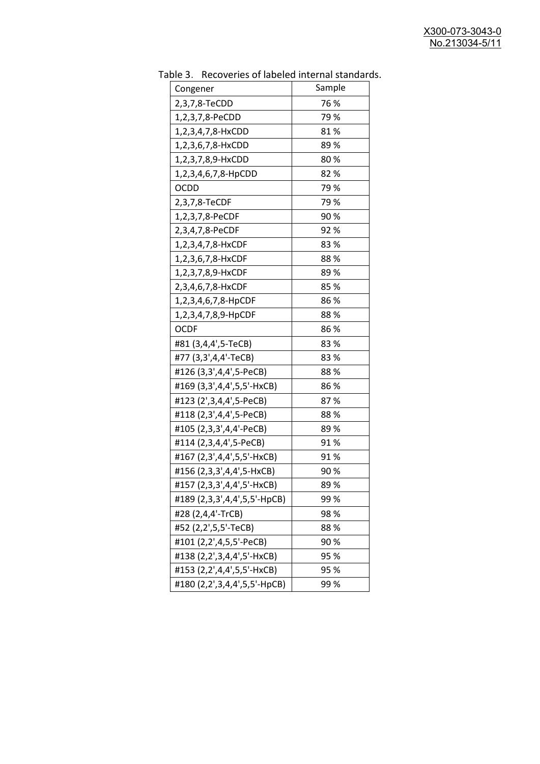Table 3.  Recoveries of labeled internal standards.

| Congener | Sample |
|---|---|
| 2,3,7,8-TeCDD | 76 % |
| 1,2,3,7,8-PeCDD | 79 % |
| 1,2,3,4,7,8-HxCDD | 81 % |
| 1,2,3,6,7,8-HxCDD | 89 % |
| 1,2,3,7,8,9-HxCDD | 80 % |
| 1,2,3,4,6,7,8-HpCDD | 82 % |
| OCDD | 79 % |
| 2,3,7,8-TeCDF | 79 % |
| 1,2,3,7,8-PeCDF | 90 % |
| 2,3,4,7,8-PeCDF | 92 % |
| 1,2,3,4,7,8-HxCDF | 83 % |
| 1,2,3,6,7,8-HxCDF | 88 % |
| 1,2,3,7,8,9-HxCDF | 89 % |
| 2,3,4,6,7,8-HxCDF | 85 % |
| 1,2,3,4,6,7,8-HpCDF | 86 % |
| 1,2,3,4,7,8,9-HpCDF | 88 % |
| OCDF | 86 % |
| #81 (3,4,4',5-TeCB) | 83 % |
| #77 (3,3',4,4'-TeCB) | 83 % |
| #126 (3,3',4,4',5-PeCB) | 88 % |
| #169 (3,3',4,4',5,5'-HxCB) | 86 % |
| #123 (2',3,4,4',5-PeCB) | 87 % |
| #118 (2,3',4,4',5-PeCB) | 88 % |
| #105 (2,3,3',4,4'-PeCB) | 89 % |
| #114 (2,3,4,4',5-PeCB) | 91 % |
| #167 (2,3',4,4',5,5'-HxCB) | 91 % |
| #156 (2,3,3',4,4',5-HxCB) | 90 % |
| #157 (2,3,3',4,4',5'-HxCB) | 89 % |
| #189 (2,3,3',4,4',5,5'-HpCB) | 99 % |
| #28 (2,4,4'-TrCB) | 98 % |
| #52 (2,2',5,5'-TeCB) | 88 % |
| #101 (2,2',4,5,5'-PeCB) | 90 % |
| #138 (2,2',3,4,4',5'-HxCB) | 95 % |
| #153 (2,2',4,4',5,5'-HxCB) | 95 % |
| #180 (2,2',3,4,4',5,5'-HpCB) | 99 % |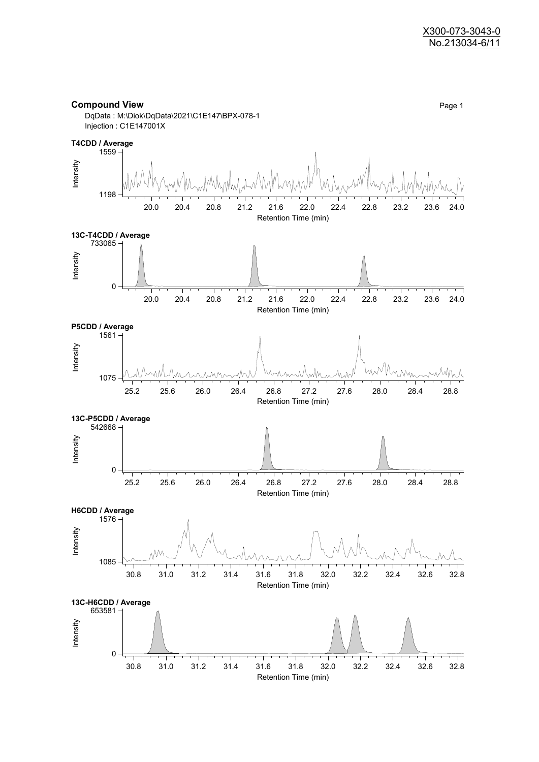X300-073-3043-0
No.213034-6/11

**Compound View**

DqData : M:\Diok\DqData\2021\C1E147\BPX-078-1
Injection : C1E147001X

**T4CDD / Average**

Intensity: 1198 – 1559
Retention Time (min): 20.0 – 24.0

**13C-T4CDD / Average**

Intensity: 0 – 733065
Retention Time (min): 20.0 – 24.0

**P5CDD / Average**

Intensity: 1075 – 1561
Retention Time (min): 25.2 – 28.8

**13C-P5CDD / Average**

Intensity: 0 – 542668
Retention Time (min): 25.2 – 28.8

**H6CDD / Average**

Intensity: 1085 – 1576
Retention Time (min): 30.8 – 32.8

**13C-H6CDD / Average**

Intensity: 0 – 653581
Retention Time (min): 30.8 – 32.8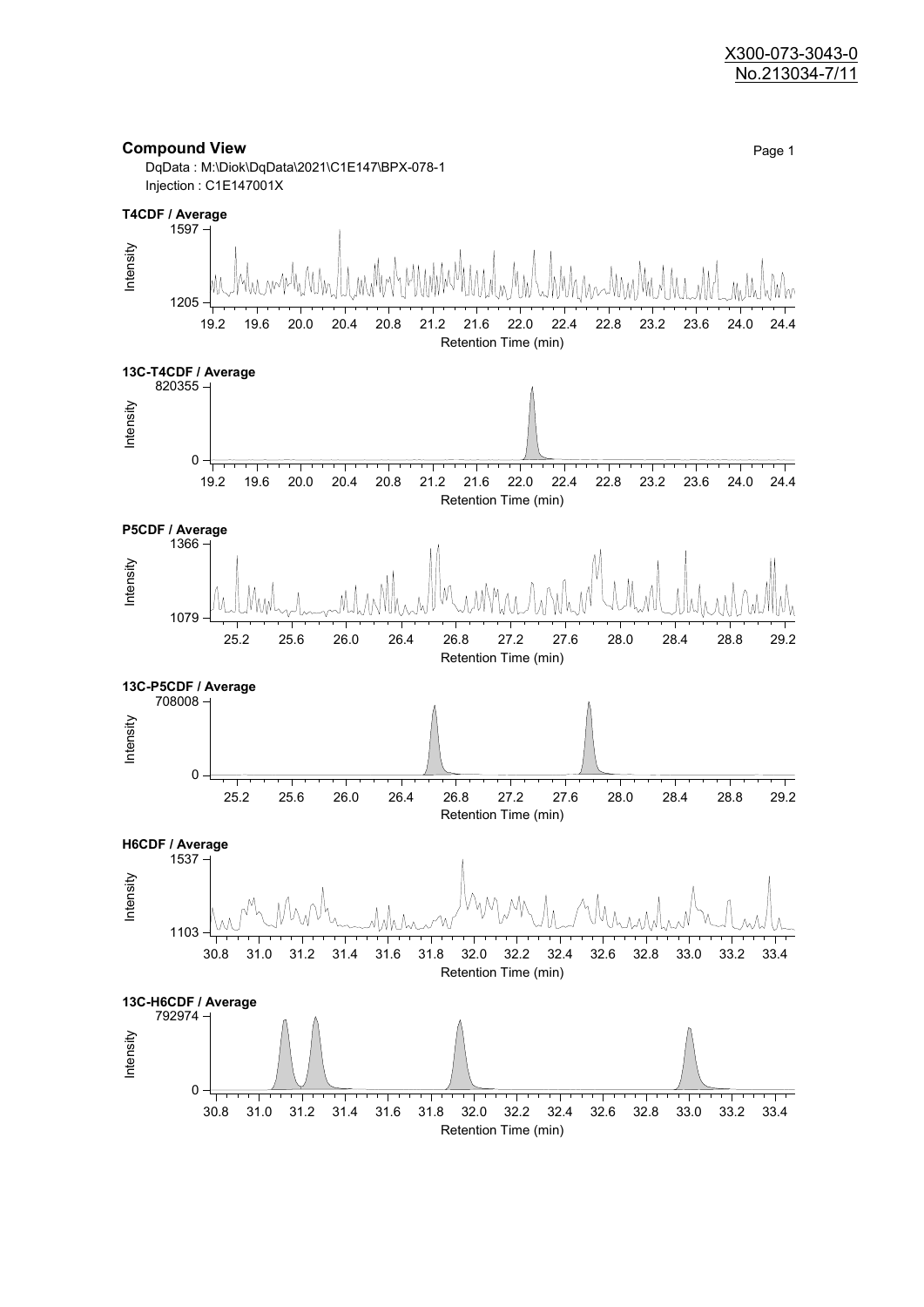X300-073-3043-0
No.213034-7/11

## Compound View

DqData : M:\Diok\DqData\2021\C1E147\BPX-078-1
Injection : C1E147001X

**T4CDF / Average**

Intensity: 1205 – 1597
Retention Time (min): 19.2 – 24.4

**13C-T4CDF / Average**

Intensity: 0 – 820355
Retention Time (min): 19.2 – 24.4

**P5CDF / Average**

Intensity: 1079 – 1366
Retention Time (min): 25.2 – 29.2

**13C-P5CDF / Average**

Intensity: 0 – 708008
Retention Time (min): 25.2 – 29.2

**H6CDF / Average**

Intensity: 1103 – 1537
Retention Time (min): 30.8 – 33.4

**13C-H6CDF / Average**

Intensity: 0 – 792974
Retention Time (min): 30.8 – 33.4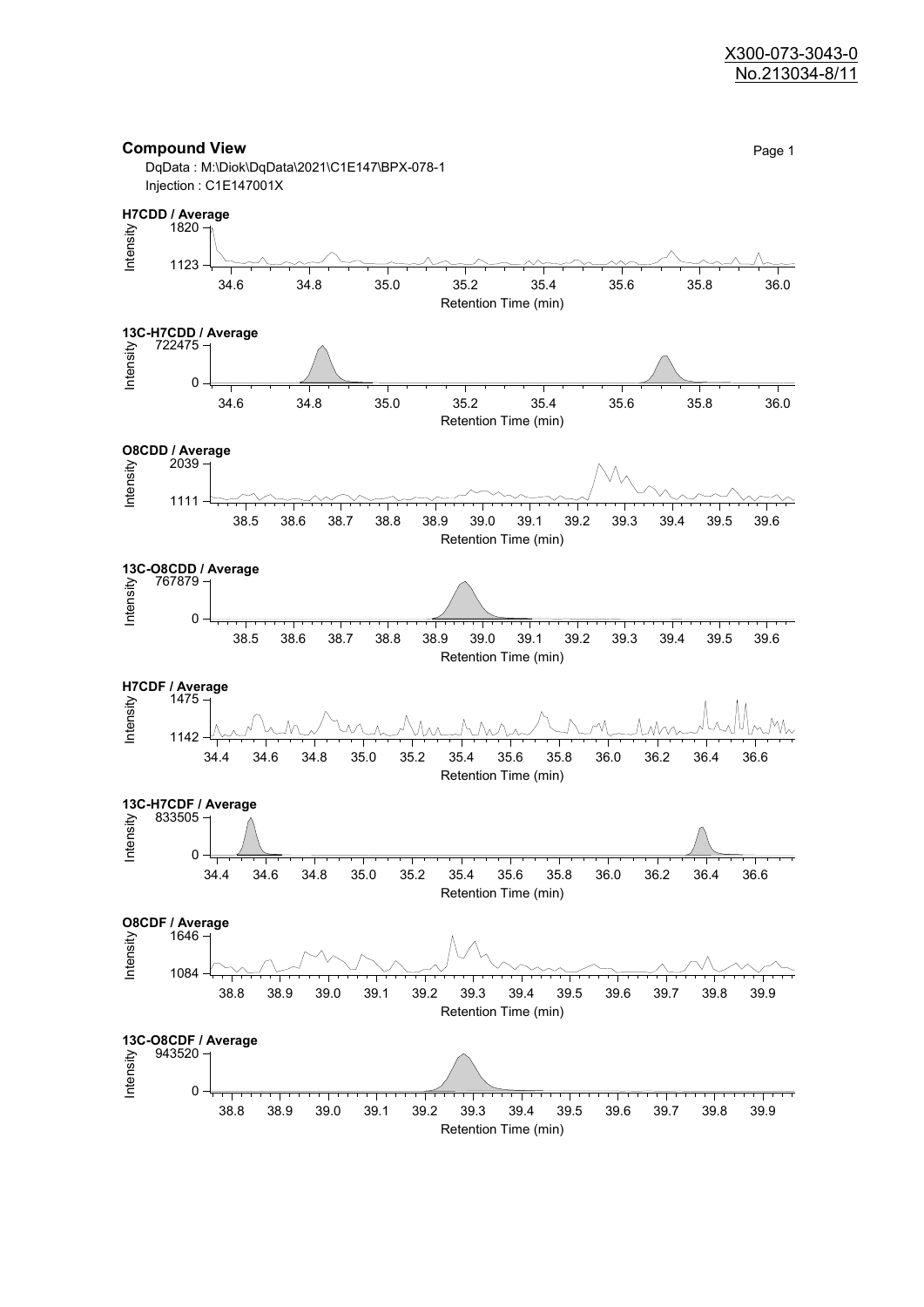## Compound View

DqData : M:\Diok\DqData\2021\C1E147\BPX-078-1

Injection : C1E147001X

**H7CDD / Average**

Intensity: 1820, 1123

Retention Time (min): 34.6, 34.8, 35.0, 35.2, 35.4, 35.6, 35.8, 36.0

**13C-H7CDD / Average**

Intensity: 722475, 0

Retention Time (min): 34.6, 34.8, 35.0, 35.2, 35.4, 35.6, 35.8, 36.0

**O8CDD / Average**

Intensity: 2039, 1111

Retention Time (min): 38.5, 38.6, 38.7, 38.8, 38.9, 39.0, 39.1, 39.2, 39.3, 39.4, 39.5, 39.6

**13C-O8CDD / Average**

Intensity: 767879, 0

Retention Time (min): 38.5, 38.6, 38.7, 38.8, 38.9, 39.0, 39.1, 39.2, 39.3, 39.4, 39.5, 39.6

**H7CDF / Average**

Intensity: 1475, 1142

Retention Time (min): 34.4, 34.6, 34.8, 35.0, 35.2, 35.4, 35.6, 35.8, 36.0, 36.2, 36.4, 36.6

**13C-H7CDF / Average**

Intensity: 833505, 0

Retention Time (min): 34.4, 34.6, 34.8, 35.0, 35.2, 35.4, 35.6, 35.8, 36.0, 36.2, 36.4, 36.6

**O8CDF / Average**

Intensity: 1646, 1084

Retention Time (min): 38.8, 38.9, 39.0, 39.1, 39.2, 39.3, 39.4, 39.5, 39.6, 39.7, 39.8, 39.9

**13C-O8CDF / Average**

Intensity: 943520, 0

Retention Time (min): 38.8, 38.9, 39.0, 39.1, 39.2, 39.3, 39.4, 39.5, 39.6, 39.7, 39.8, 39.9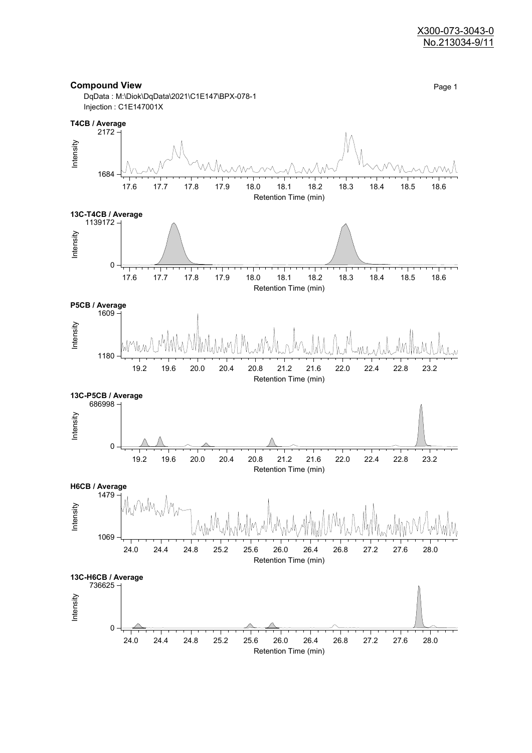X300-073-3043-0
No.213034-9/11

**Compound View**

DqData : M:\Diok\DqData\2021\C1E147\BPX-078-1
Injection : C1E147001X

**T4CB / Average**

Intensity: 1684 – 2172
Retention Time (min): 17.6 – 18.6

**13C-T4CB / Average**

Intensity: 0 – 1139172
Retention Time (min): 17.6 – 18.6

**P5CB / Average**

Intensity: 1180 – 1609
Retention Time (min): 19.2 – 23.2

**13C-P5CB / Average**

Intensity: 0 – 686998
Retention Time (min): 19.2 – 23.2

**H6CB / Average**

Intensity: 1069 – 1479
Retention Time (min): 24.0 – 28.0

**13C-H6CB / Average**

Intensity: 0 – 736625
Retention Time (min): 24.0 – 28.0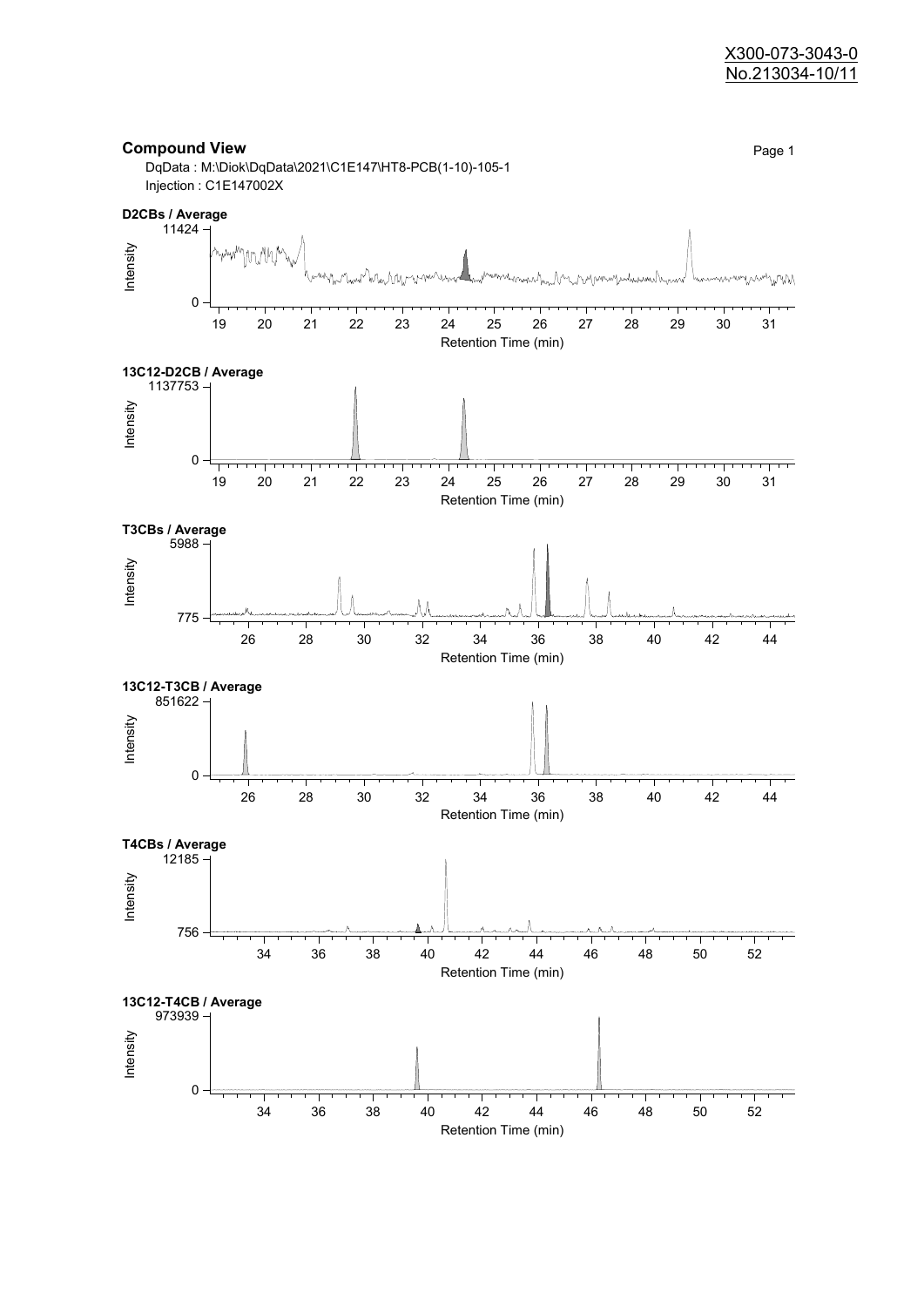X300-073-3043-0
No.213034-10/11

## Compound View

DqData : M:\Diok\DqData\2021\C1E147\HT8-PCB(1-10)-105-1
Injection : C1E147002X

**D2CBs / Average**

Intensity: 0 – 11424
Retention Time (min): 19 – 31

**13C12-D2CB / Average**

Intensity: 0 – 1137753
Retention Time (min): 19 – 31

**T3CBs / Average**

Intensity: 775 – 5988
Retention Time (min): 26 – 44

**13C12-T3CB / Average**

Intensity: 0 – 851622
Retention Time (min): 26 – 44

**T4CBs / Average**

Intensity: 756 – 12185
Retention Time (min): 34 – 52

**13C12-T4CB / Average**

Intensity: 0 – 973939
Retention Time (min): 34 – 52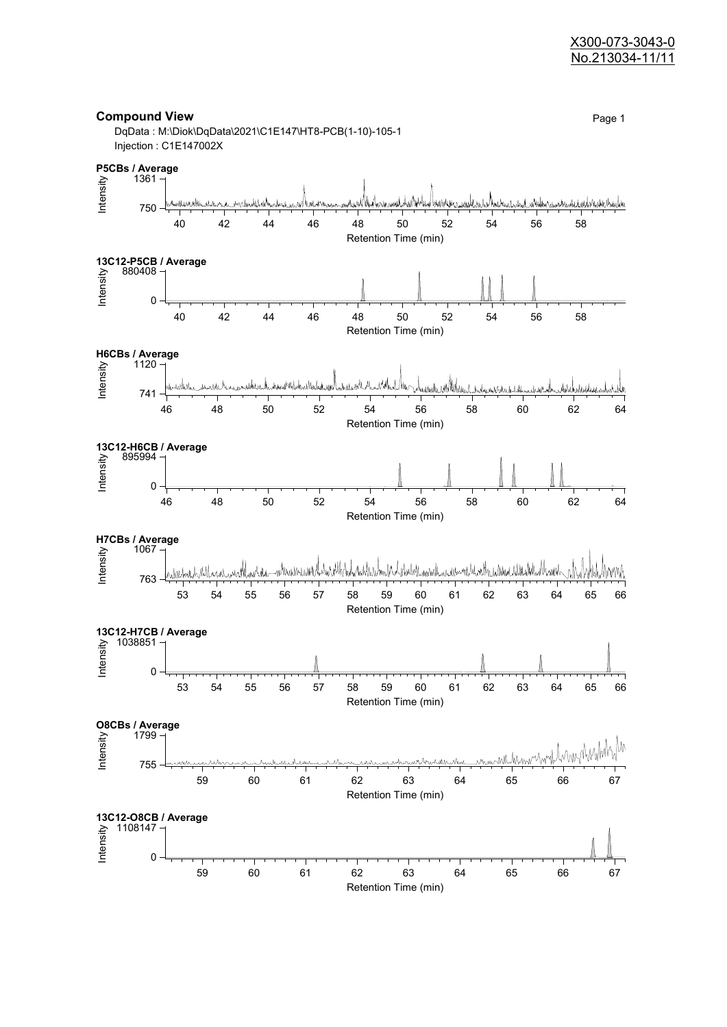X300-073-3043-0
No.213034-11/11

## Compound View

Page 1

DqData : M:\Diok\DqData\2021\C1E147\HT8-PCB(1-10)-105-1
Injection : C1E147002X

**P5CBs / Average**
Intensity
1361
750
40 42 44 46 48 50 52 54 56 58
Retention Time (min)

**13C12-P5CB / Average**
Intensity
880408
0
40 42 44 46 48 50 52 54 56 58
Retention Time (min)

**H6CBs / Average**
Intensity
1120
741
46 48 50 52 54 56 58 60 62 64
Retention Time (min)

**13C12-H6CB / Average**
Intensity
895994
0
46 48 50 52 54 56 58 60 62 64
Retention Time (min)

**H7CBs / Average**
Intensity
1067
763
53 54 55 56 57 58 59 60 61 62 63 64 65 66
Retention Time (min)

**13C12-H7CB / Average**
Intensity
1038851
0
53 54 55 56 57 58 59 60 61 62 63 64 65 66
Retention Time (min)

**O8CBs / Average**
Intensity
1799
755
59 60 61 62 63 64 65 66 67
Retention Time (min)

**13C12-O8CB / Average**
Intensity
1108147
0
59 60 61 62 63 64 65 66 67
Retention Time (min)